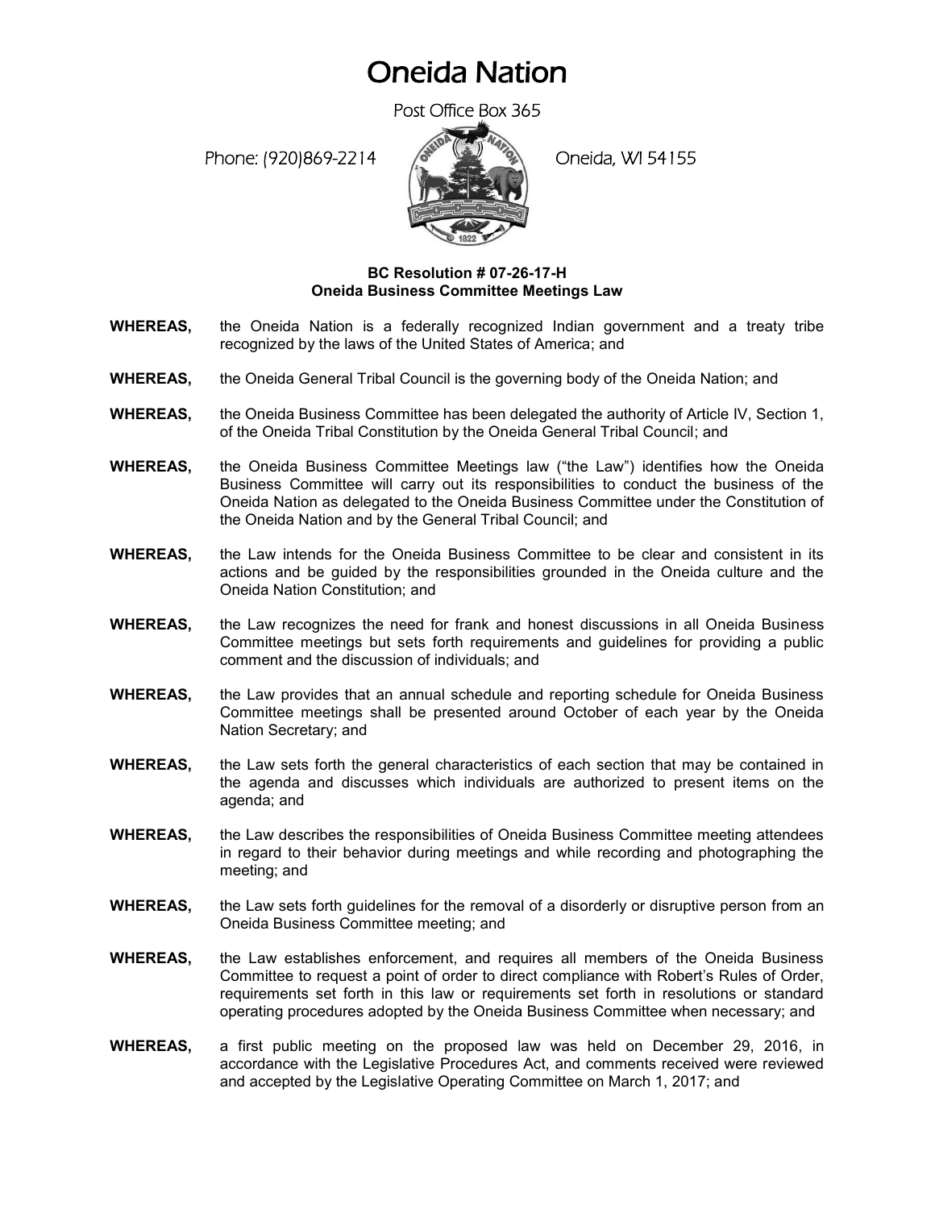# Oneida Nation

Post Office Box 365

Phone: (920)869-2214 Oneida, WI 54155

**BC Resolution # 07-26-17-H**
**Oneida Business Committee Meetings Law**

**WHEREAS,** the Oneida Nation is a federally recognized Indian government and a treaty tribe recognized by the laws of the United States of America; and

**WHEREAS,** the Oneida General Tribal Council is the governing body of the Oneida Nation; and

**WHEREAS,** the Oneida Business Committee has been delegated the authority of Article IV, Section 1, of the Oneida Tribal Constitution by the Oneida General Tribal Council; and

**WHEREAS,** the Oneida Business Committee Meetings law ("the Law") identifies how the Oneida Business Committee will carry out its responsibilities to conduct the business of the Oneida Nation as delegated to the Oneida Business Committee under the Constitution of the Oneida Nation and by the General Tribal Council; and

**WHEREAS,** the Law intends for the Oneida Business Committee to be clear and consistent in its actions and be guided by the responsibilities grounded in the Oneida culture and the Oneida Nation Constitution; and

**WHEREAS,** the Law recognizes the need for frank and honest discussions in all Oneida Business Committee meetings but sets forth requirements and guidelines for providing a public comment and the discussion of individuals; and

**WHEREAS,** the Law provides that an annual schedule and reporting schedule for Oneida Business Committee meetings shall be presented around October of each year by the Oneida Nation Secretary; and

**WHEREAS,** the Law sets forth the general characteristics of each section that may be contained in the agenda and discusses which individuals are authorized to present items on the agenda; and

**WHEREAS,** the Law describes the responsibilities of Oneida Business Committee meeting attendees in regard to their behavior during meetings and while recording and photographing the meeting; and

**WHEREAS,** the Law sets forth guidelines for the removal of a disorderly or disruptive person from an Oneida Business Committee meeting; and

**WHEREAS,** the Law establishes enforcement, and requires all members of the Oneida Business Committee to request a point of order to direct compliance with Robert's Rules of Order, requirements set forth in this law or requirements set forth in resolutions or standard operating procedures adopted by the Oneida Business Committee when necessary; and

**WHEREAS,** a first public meeting on the proposed law was held on December 29, 2016, in accordance with the Legislative Procedures Act, and comments received were reviewed and accepted by the Legislative Operating Committee on March 1, 2017; and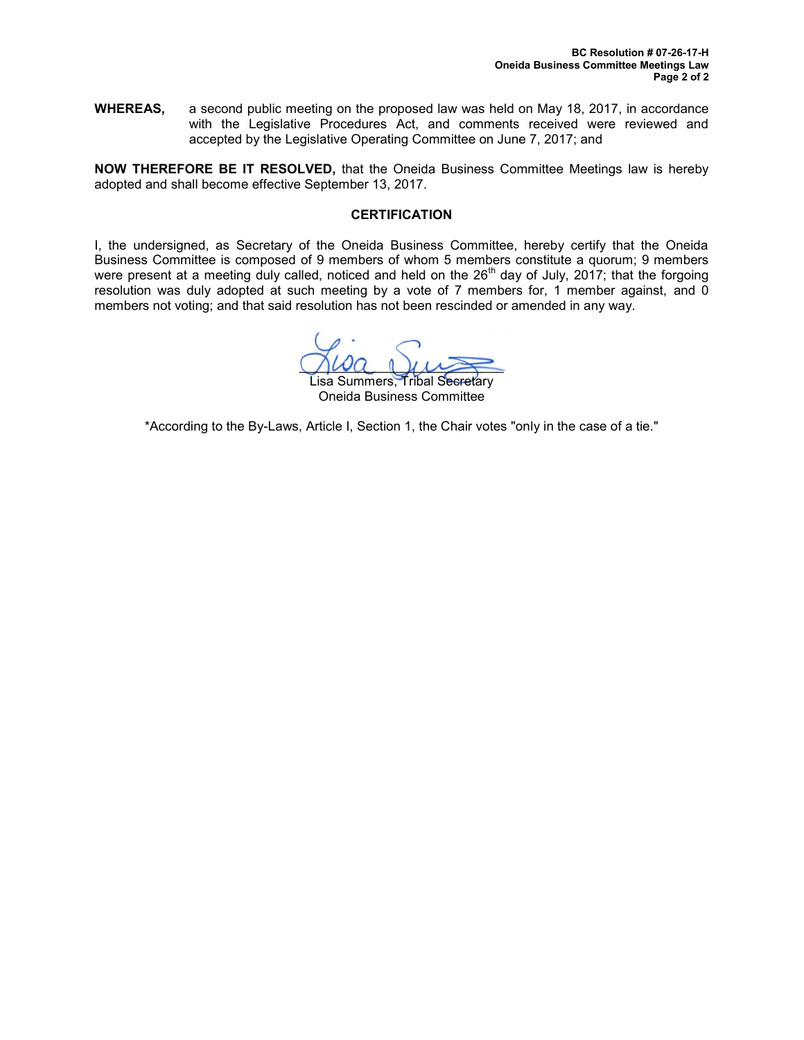**WHEREAS,** a second public meeting on the proposed law was held on May 18, 2017, in accordance with the Legislative Procedures Act, and comments received were reviewed and accepted by the Legislative Operating Committee on June 7, 2017; and

**NOW THEREFORE BE IT RESOLVED,** that the Oneida Business Committee Meetings law is hereby adopted and shall become effective September 13, 2017.

## CERTIFICATION

I, the undersigned, as Secretary of the Oneida Business Committee, hereby certify that the Oneida Business Committee is composed of 9 members of whom 5 members constitute a quorum; 9 members were present at a meeting duly called, noticed and held on the 26th day of July, 2017; that the forgoing resolution was duly adopted at such meeting by a vote of 7 members for, 1 member against, and 0 members not voting; and that said resolution has not been rescinded or amended in any way.

Lisa Summers, Tribal Secretary
Oneida Business Committee

*According to the By-Laws, Article I, Section 1, the Chair votes "only in the case of a tie."